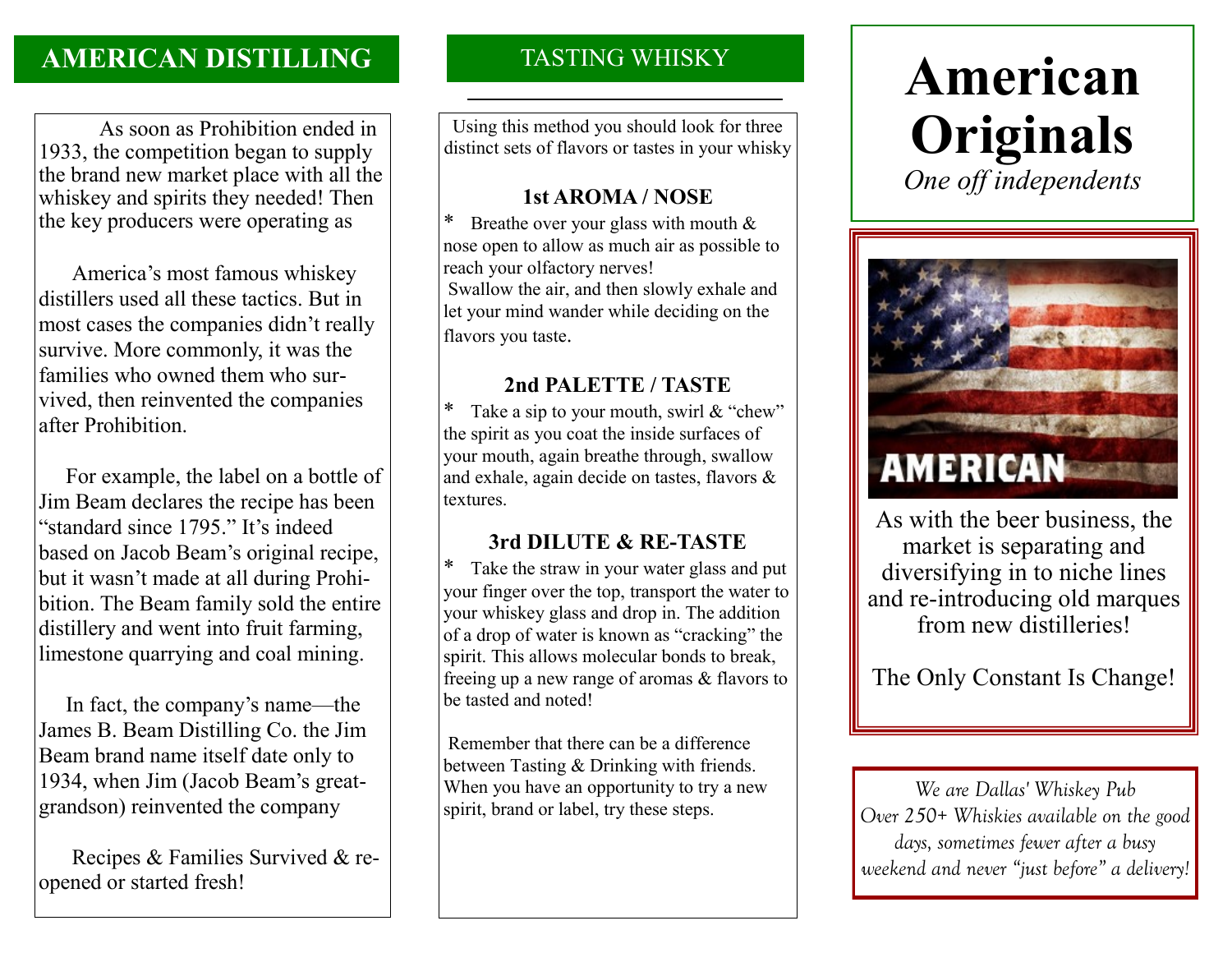## AMERICAN DISTILLING

As soon as Prohibition ended in 1933, the competition began to supply the brand new market place with all the whiskey and spirits they needed! Then the key producers were operating as

America's most famous whiskey distillers used all these tactics. But in most cases the companies didn't really survive. More commonly, it was the families who owned them who survived, then reinvented the companies after Prohibition.

For example, the label on a bottle of Jim Beam declares the recipe has been "standard since 1795." It's indeed based on Jacob Beam's original recipe, but it wasn't made at all during Prohibition. The Beam family sold the entire distillery and went into fruit farming, limestone quarrying and coal mining.

In fact, the company's name—the James B. Beam Distilling Co. the Jim Beam brand name itself date only to 1934, when Jim (Jacob Beam's great-grandson) reinvented the company

Recipes & Families Survived & re-opened or started fresh!

## TASTING WHISKY

Using this method you should look for three distinct sets of flavors or tastes in your whisky

### 1st AROMA / NOSE

* Breathe over your glass with mouth & nose open to allow as much air as possible to reach your olfactory nerves!
Swallow the air, and then slowly exhale and let your mind wander while deciding on the flavors you taste.

### 2nd PALETTE / TASTE

* Take a sip to your mouth, swirl & "chew" the spirit as you coat the inside surfaces of your mouth, again breathe through, swallow and exhale, again decide on tastes, flavors & textures.

### 3rd DILUTE & RE-TASTE

* Take the straw in your water glass and put your finger over the top, transport the water to your whiskey glass and drop in. The addition of a drop of water is known as "cracking" the spirit. This allows molecular bonds to break, freeing up a new range of aromas & flavors to be tasted and noted!

Remember that there can be a difference between Tasting & Drinking with friends. When you have an opportunity to try a new spirit, brand or label, try these steps.

# American Originals

*One off independents*

AMERICAN

As with the beer business, the market is separating and diversifying in to niche lines and re-introducing old marques from new distilleries!

The Only Constant Is Change!

*We are Dallas' Whiskey Pub*
*Over 250+ Whiskies available on the good days, sometimes fewer after a busy weekend and never "just before" a delivery!*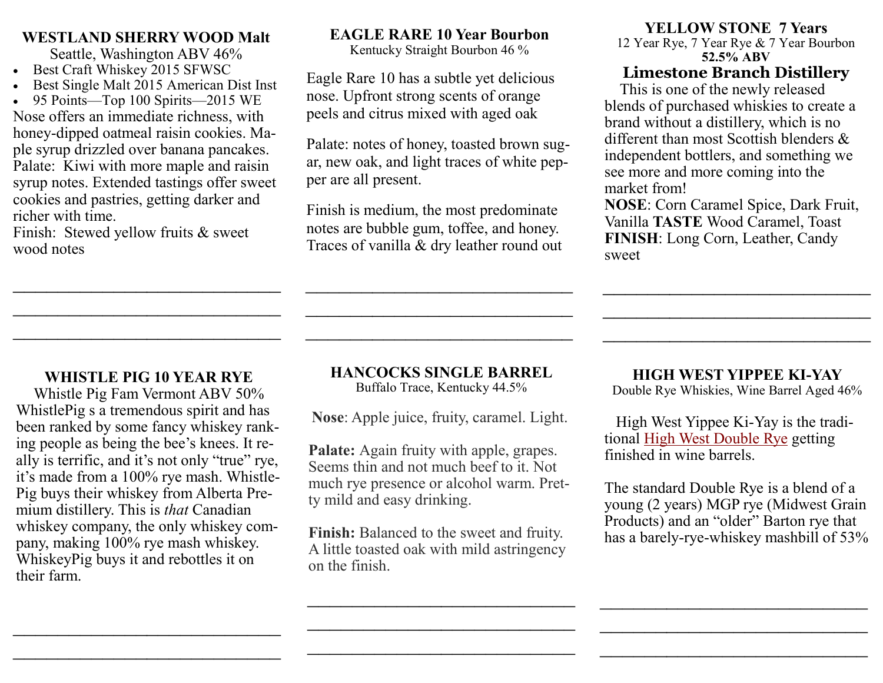## WESTLAND SHERRY WOOD Malt

Seattle, Washington ABV 46%

- Best Craft Whiskey 2015 SFWSC
- Best Single Malt 2015 American Dist Inst
- 95 Points—Top 100 Spirits—2015 WE

Nose offers an immediate richness, with honey-dipped oatmeal raisin cookies. Maple syrup drizzled over banana pancakes. Palate: Kiwi with more maple and raisin syrup notes. Extended tastings offer sweet cookies and pastries, getting darker and richer with time.
Finish: Stewed yellow fruits & sweet wood notes

______________________________

______________________________

______________________________

## EAGLE RARE 10 Year Bourbon

Kentucky Straight Bourbon 46 %

Eagle Rare 10 has a subtle yet delicious nose. Upfront strong scents of orange peels and citrus mixed with aged oak

Palate: notes of honey, toasted brown sugar, new oak, and light traces of white pepper are all present.

Finish is medium, the most predominate notes are bubble gum, toffee, and honey. Traces of vanilla & dry leather round out

______________________________

______________________________

______________________________

## YELLOW STONE 7 Years

12 Year Rye, 7 Year Rye & 7 Year Bourbon

**52.5% ABV**

### Limestone Branch Distillery

This is one of the newly released blends of purchased whiskies to create a brand without a distillery, which is no different than most Scottish blenders & independent bottlers, and something we see more and more coming into the market from!
**NOSE**: Corn Caramel Spice, Dark Fruit, Vanilla **TASTE** Wood Caramel, Toast
**FINISH**: Long Corn, Leather, Candy sweet

______________________________

______________________________

______________________________

## WHISTLE PIG 10 YEAR RYE

Whistle Pig Fam Vermont ABV 50%

WhistlePig s a tremendous spirit and has been ranked by some fancy whiskey ranking people as being the bee's knees. It really is terrific, and it's not only "true" rye, it's made from a 100% rye mash. WhistlePig buys their whiskey from Alberta Premium distillery. This is *that* Canadian whiskey company, the only whiskey company, making 100% rye mash whiskey. WhiskeyPig buys it and rebottles it on their farm.

______________________________

______________________________

## HANCOCKS SINGLE BARREL

Buffalo Trace, Kentucky 44.5%

**Nose**: Apple juice, fruity, caramel. Light.

**Palate:** Again fruity with apple, grapes. Seems thin and not much beef to it. Not much rye presence or alcohol warm. Pretty mild and easy drinking.

**Finish:** Balanced to the sweet and fruity. A little toasted oak with mild astringency on the finish.

______________________________

______________________________

______________________________

## HIGH WEST YIPPEE KI-YAY

Double Rye Whiskies, Wine Barrel Aged 46%

High West Yippee Ki-Yay is the traditional High West Double Rye getting finished in wine barrels.

The standard Double Rye is a blend of a young (2 years) MGP rye (Midwest Grain Products) and an "older" Barton rye that has a barely-rye-whiskey mashbill of 53%

______________________________

______________________________

______________________________